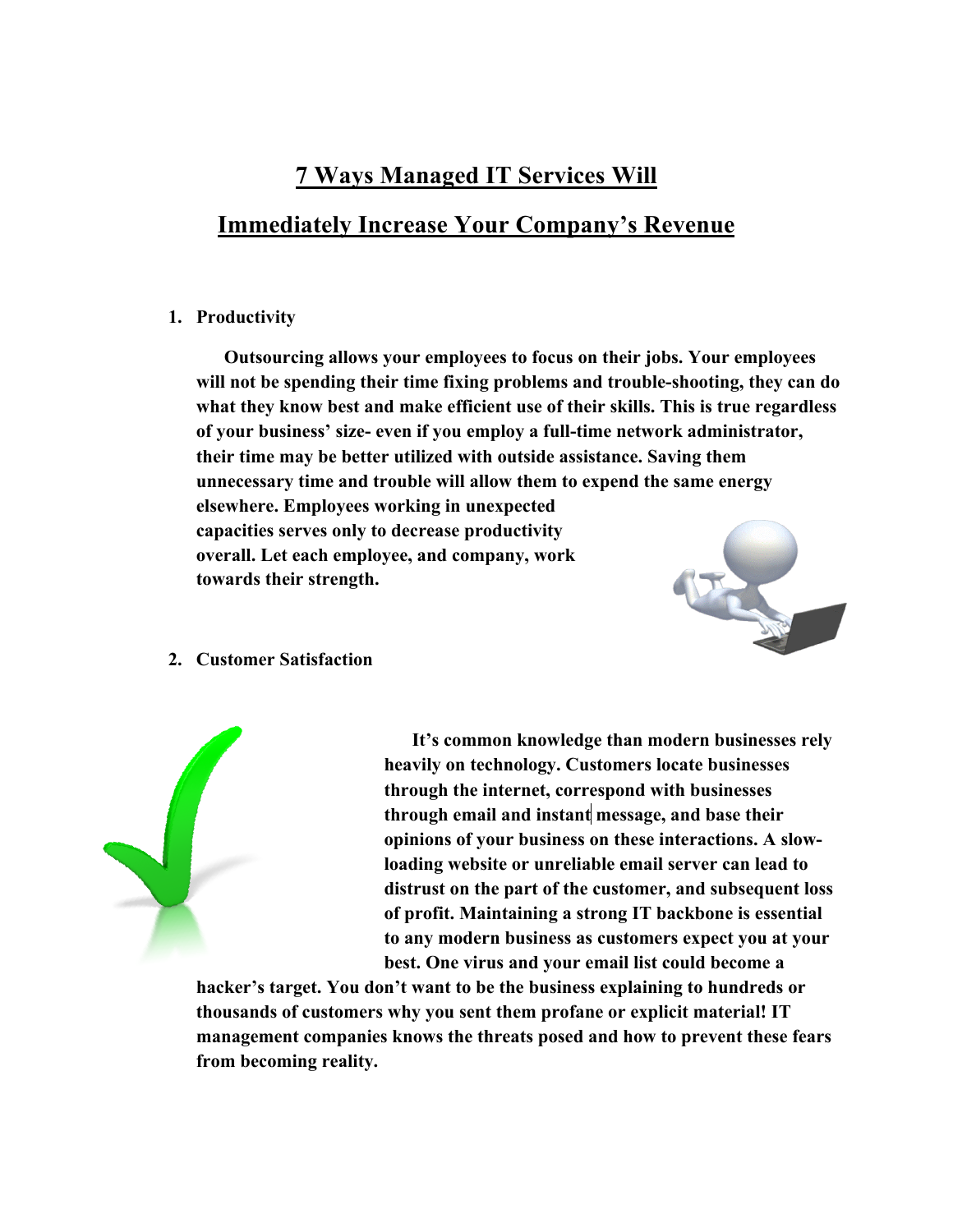# 7 Ways Managed IT Services Will Immediately Increase Your Company's Revenue

1. **Productivity**

   **Outsourcing allows your employees to focus on their jobs. Your employees will not be spending their time fixing problems and trouble-shooting, they can do what they know best and make efficient use of their skills. This is true regardless of your business' size- even if you employ a full-time network administrator, their time may be better utilized with outside assistance. Saving them unnecessary time and trouble will allow them to expend the same energy elsewhere. Employees working in unexpected capacities serves only to decrease productivity overall. Let each employee, and company, work towards their strength.**

2. **Customer Satisfaction**

   **It's common knowledge than modern businesses rely heavily on technology. Customers locate businesses through the internet, correspond with businesses through email and instant message, and base their opinions of your business on these interactions. A slow-loading website or unreliable email server can lead to distrust on the part of the customer, and subsequent loss of profit. Maintaining a strong IT backbone is essential to any modern business as customers expect you at your best. One virus and your email list could become a hacker's target. You don't want to be the business explaining to hundreds or thousands of customers why you sent them profane or explicit material! IT management companies knows the threats posed and how to prevent these fears from becoming reality.**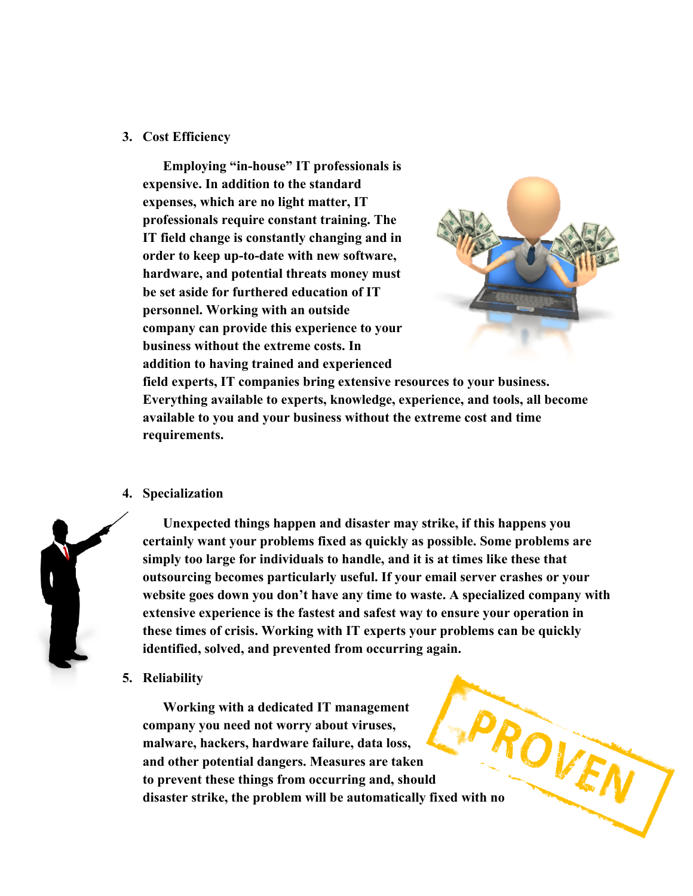3. **Cost Efficiency**

   **Employing "in-house" IT professionals is expensive. In addition to the standard expenses, which are no light matter, IT professionals require constant training. The IT field change is constantly changing and in order to keep up-to-date with new software, hardware, and potential threats money must be set aside for furthered education of IT personnel. Working with an outside company can provide this experience to your business without the extreme costs. In addition to having trained and experienced field experts, IT companies bring extensive resources to your business. Everything available to experts, knowledge, experience, and tools, all become available to you and your business without the extreme cost and time requirements.**

4. **Specialization**

   **Unexpected things happen and disaster may strike, if this happens you certainly want your problems fixed as quickly as possible. Some problems are simply too large for individuals to handle, and it is at times like these that outsourcing becomes particularly useful. If your email server crashes or your website goes down you don't have any time to waste. A specialized company with extensive experience is the fastest and safest way to ensure your operation in these times of crisis. Working with IT experts your problems can be quickly identified, solved, and prevented from occurring again.**

5. **Reliability**

   **Working with a dedicated IT management company you need not worry about viruses, malware, hackers, hardware failure, data loss, and other potential dangers. Measures are taken to prevent these things from occurring and, should disaster strike, the problem will be automatically fixed with no**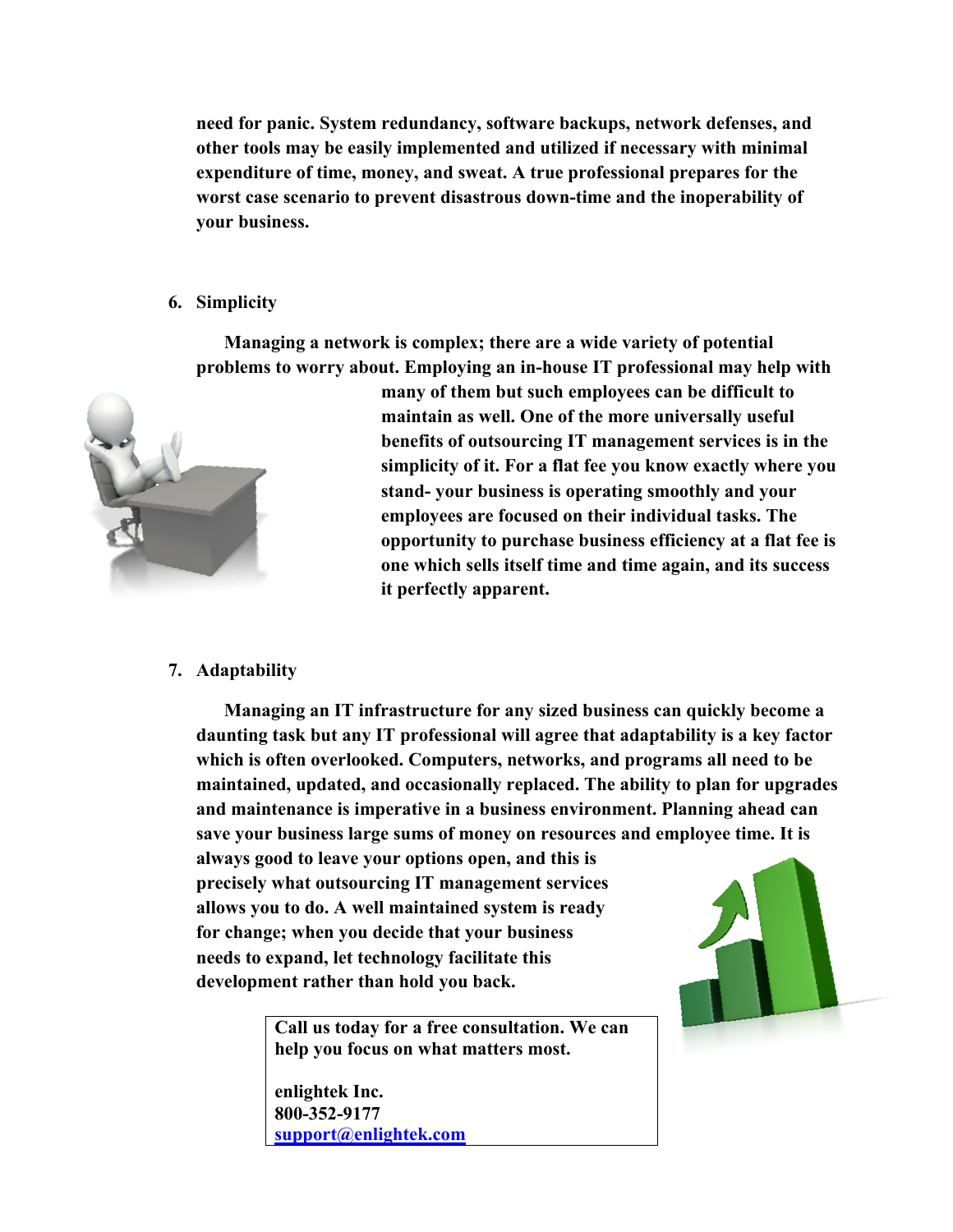**need for panic. System redundancy, software backups, network defenses, and other tools may be easily implemented and utilized if necessary with minimal expenditure of time, money, and sweat. A true professional prepares for the worst case scenario to prevent disastrous down-time and the inoperability of your business.**

6. **Simplicity**

**Managing a network is complex; there are a wide variety of potential problems to worry about. Employing an in-house IT professional may help with many of them but such employees can be difficult to maintain as well. One of the more universally useful benefits of outsourcing IT management services is in the simplicity of it. For a flat fee you know exactly where you stand- your business is operating smoothly and your employees are focused on their individual tasks. The opportunity to purchase business efficiency at a flat fee is one which sells itself time and time again, and its success it perfectly apparent.**

7. **Adaptability**

**Managing an IT infrastructure for any sized business can quickly become a daunting task but any IT professional will agree that adaptability is a key factor which is often overlooked. Computers, networks, and programs all need to be maintained, updated, and occasionally replaced. The ability to plan for upgrades and maintenance is imperative in a business environment. Planning ahead can save your business large sums of money on resources and employee time. It is always good to leave your options open, and this is precisely what outsourcing IT management services allows you to do. A well maintained system is ready for change; when you decide that your business needs to expand, let technology facilitate this development rather than hold you back.**

**Call us today for a free consultation. We can help you focus on what matters most.**

**enlightek Inc.**
**800-352-9177**
**support@enlightek.com**